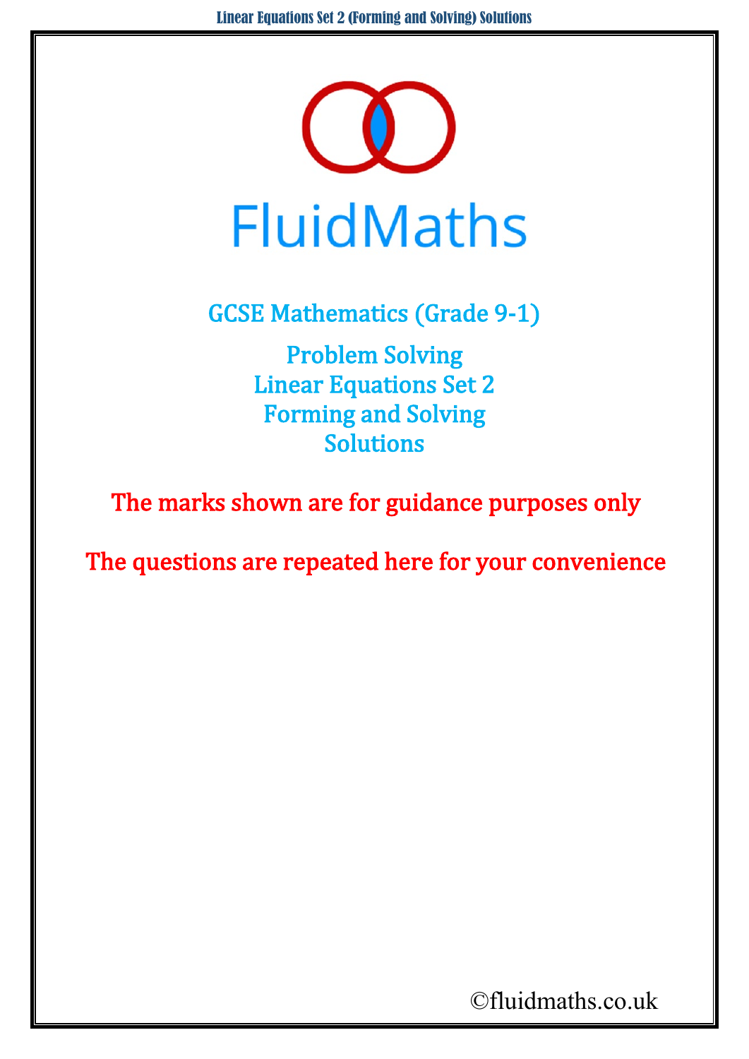# FluidMaths

## GCSE Mathematics (Grade 9-1)

## Problem Solving
## Linear Equations Set 2
## Forming and Solving
## Solutions

**The marks shown are for guidance purposes only**

**The questions are repeated here for your convenience**

©fluidmaths.co.uk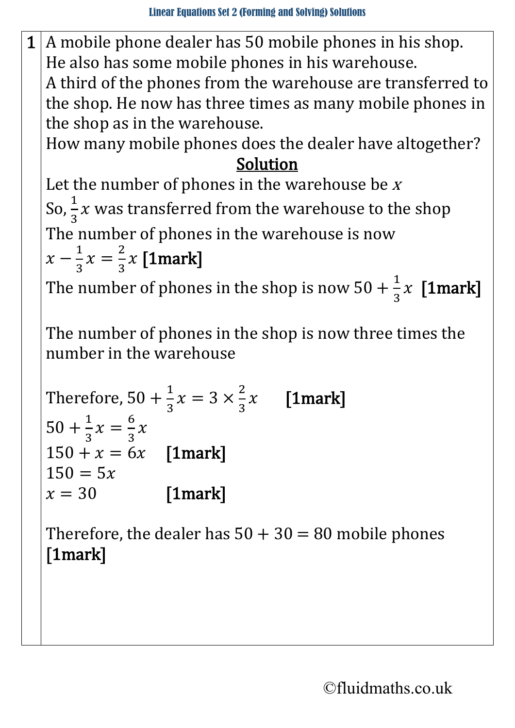**1** A mobile phone dealer has 50 mobile phones in his shop.
He also has some mobile phones in his warehouse.
A third of the phones from the warehouse are transferred to the shop. He now has three times as many mobile phones in the shop as in the warehouse.
How many mobile phones does the dealer have altogether?

**Solution**

Let the number of phones in the warehouse be $x$

So, $\frac{1}{3}x$ was transferred from the warehouse to the shop

The number of phones in the warehouse is now

$x - \frac{1}{3}x = \frac{2}{3}x$ **[1mark]**

The number of phones in the shop is now $50 + \frac{1}{3}x$ **[1mark]**

The number of phones in the shop is now three times the number in the warehouse

Therefore, $50 + \frac{1}{3}x = 3 \times \frac{2}{3}x$ **[1mark]**

$50 + \frac{1}{3}x = \frac{6}{3}x$

$150 + x = 6x$ **[1mark]**

$150 = 5x$

$x = 30$ **[1mark]**

Therefore, the dealer has $50 + 30 = 80$ mobile phones **[1mark]**

©fluidmaths.co.uk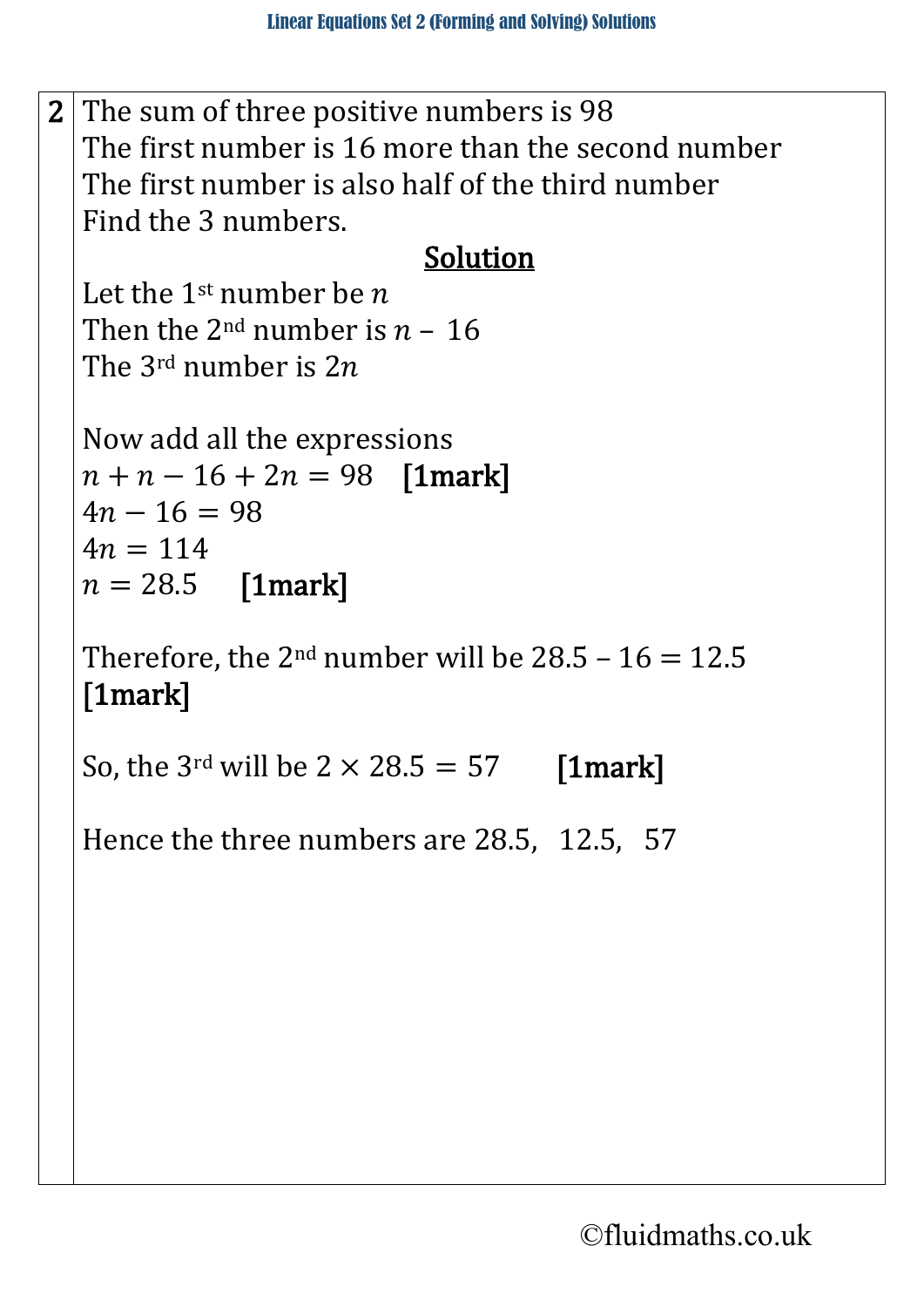**2** The sum of three positive numbers is 98
The first number is 16 more than the second number
The first number is also half of the third number
Find the 3 numbers.

**Solution**

Let the 1st number be $n$
Then the 2nd number is $n - 16$
The 3rd number is $2n$

Now add all the expressions

$n + n - 16 + 2n = 98$ **[1mark]**

$4n - 16 = 98$

$4n = 114$

$n = 28.5$ **[1mark]**

Therefore, the 2nd number will be $28.5 - 16 = 12.5$ **[1mark]**

So, the 3rd will be $2 \times 28.5 = 57$ **[1mark]**

Hence the three numbers are 28.5, 12.5, 57

©fluidmaths.co.uk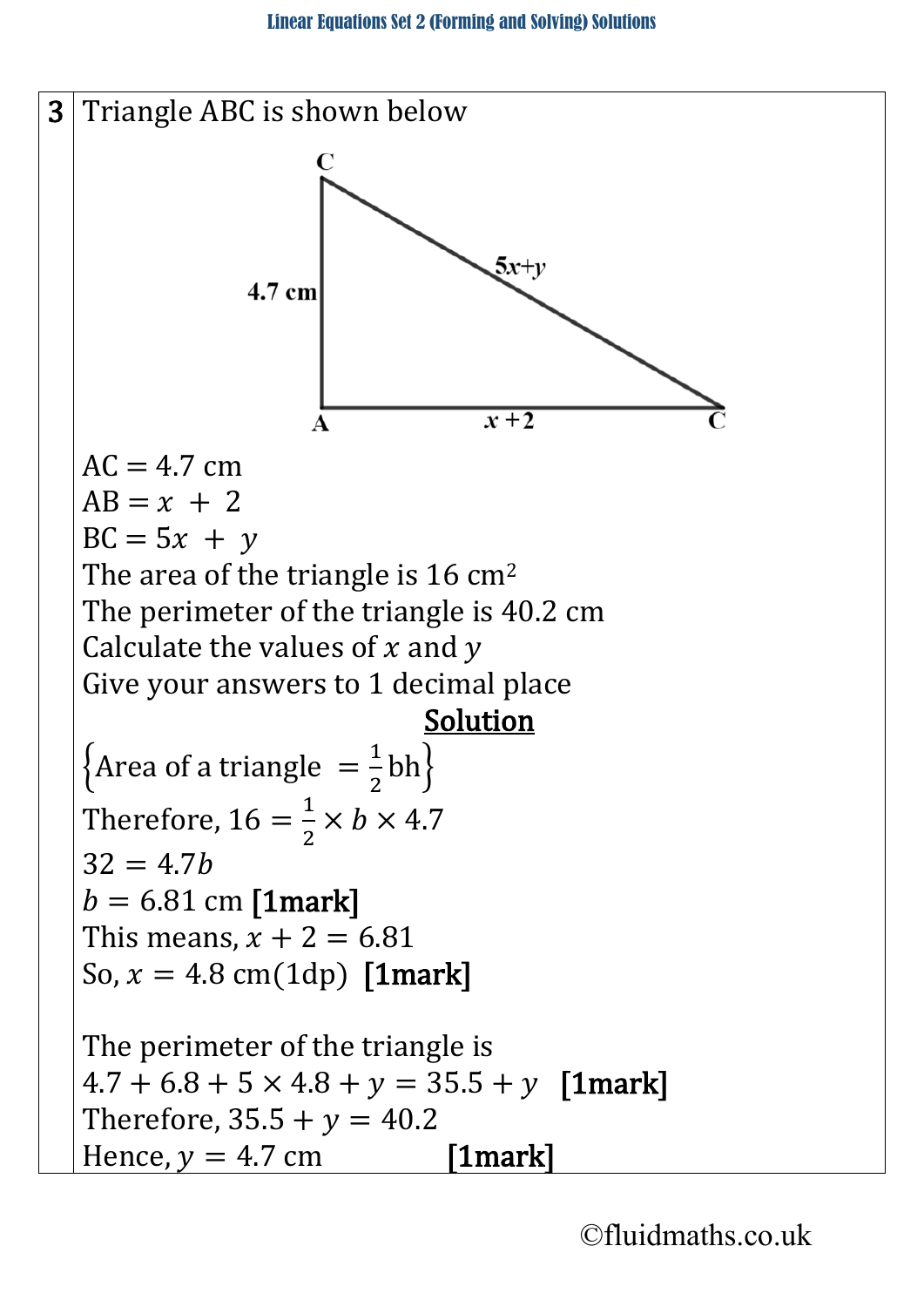**3** Triangle ABC is shown below

AC = 4.7 cm
AB = $x + 2$
BC = $5x + y$
The area of the triangle is 16 cm$^2$
The perimeter of the triangle is 40.2 cm
Calculate the values of $x$ and $y$
Give your answers to 1 decimal place

**Solution**

$\left\{\text{Area of a triangle } = \frac{1}{2}\text{bh}\right\}$

Therefore, $16 = \frac{1}{2} \times b \times 4.7$

$32 = 4.7b$

$b = 6.81$ cm **[1mark]**

This means, $x + 2 = 6.81$

So, $x = 4.8$ cm(1dp) **[1mark]**

The perimeter of the triangle is

$4.7 + 6.8 + 5 \times 4.8 + y = 35.5 + y$ **[1mark]**

Therefore, $35.5 + y = 40.2$

Hence, $y = 4.7$ cm **[1mark]**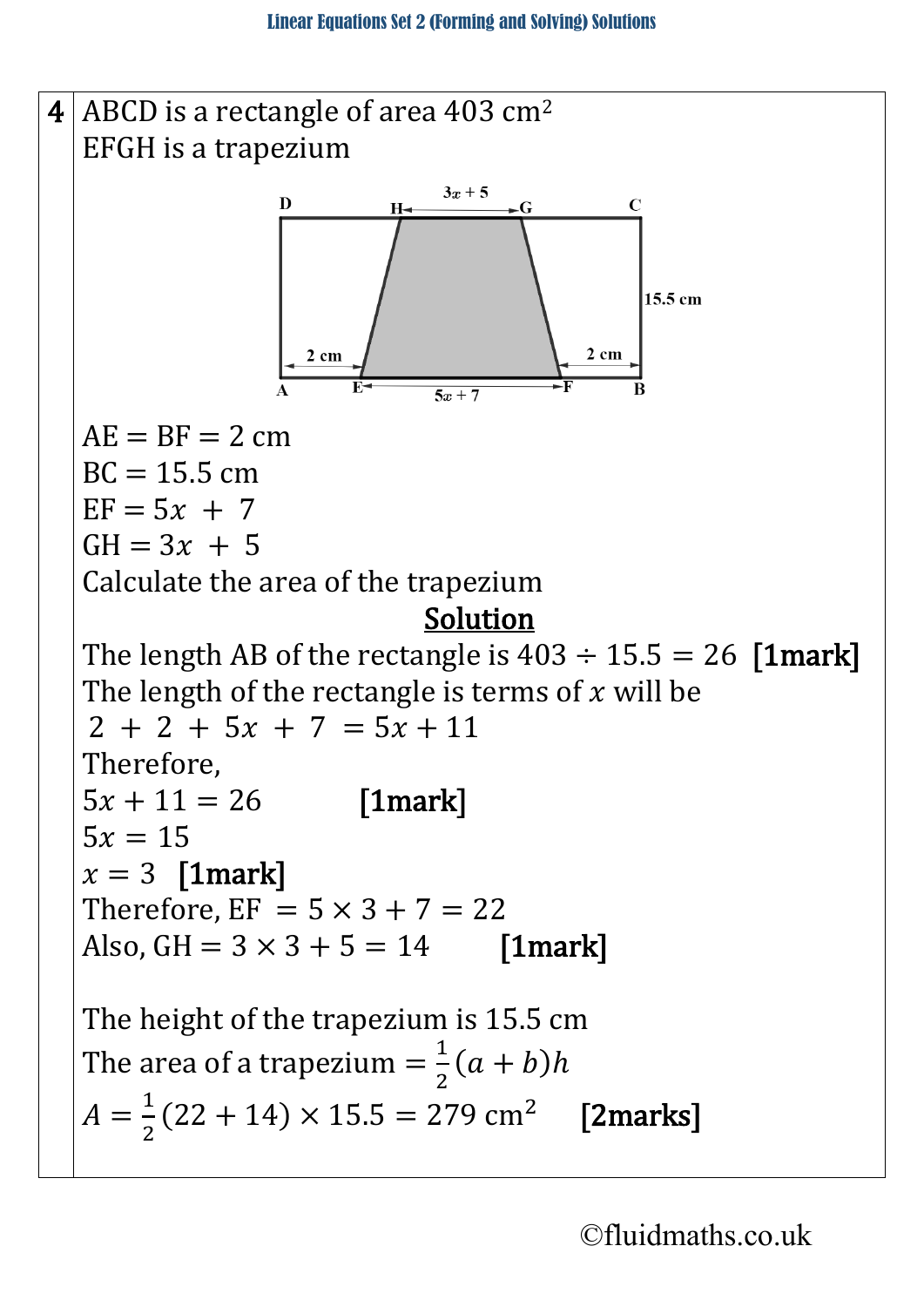**4** ABCD is a rectangle of area 403 $cm^2$

EFGH is a trapezium

AE = BF = 2 cm

BC = 15.5 cm

EF = $5x + 7$

GH = $3x + 5$

Calculate the area of the trapezium

**Solution**

The length AB of the rectangle is $403 \div 15.5 = 26$ **[1mark]**

The length of the rectangle is terms of $x$ will be

$2 + 2 + 5x + 7 = 5x + 11$

Therefore,

$5x + 11 = 26$ **[1mark]**

$5x = 15$

$x = 3$ **[1mark]**

Therefore, EF $= 5 \times 3 + 7 = 22$

Also, GH $= 3 \times 3 + 5 = 14$ **[1mark]**

The height of the trapezium is 15.5 cm

The area of a trapezium $= \frac{1}{2}(a + b)h$

$A = \frac{1}{2}(22 + 14) \times 15.5 = 279 \text{ cm}^2$ **[2marks]**

©fluidmaths.co.uk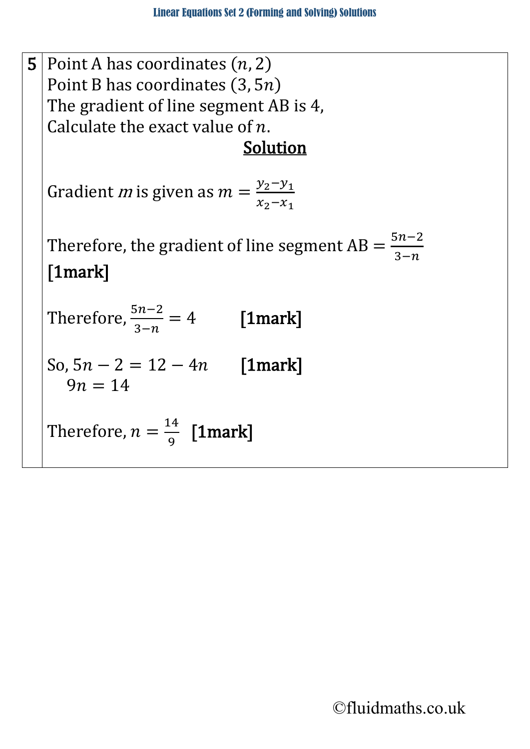**5** Point A has coordinates $(n, 2)$
Point B has coordinates $(3, 5n)$
The gradient of line segment AB is 4,
Calculate the exact value of $n$.

**Solution**

Gradient $m$ is given as $m = \frac{y_2 - y_1}{x_2 - x_1}$

Therefore, the gradient of line segment AB $= \frac{5n-2}{3-n}$
**[1mark]**

Therefore, $\frac{5n-2}{3-n} = 4$ **[1mark]**

So, $5n - 2 = 12 - 4n$ **[1mark]**
$9n = 14$

Therefore, $n = \frac{14}{9}$ **[1mark]**